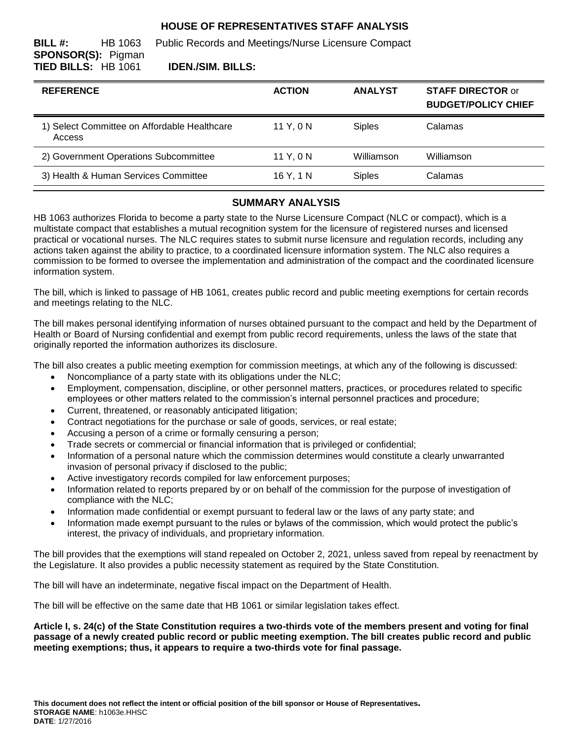# HOUSE OF REPRESENTATIVES STAFF ANALYSIS

**BILL #:** HB 1063 Public Records and Meetings/Nurse Licensure Compact
**SPONSOR(S):** Pigman
**TIED BILLS:** HB 1061 **IDEN./SIM. BILLS:**

| REFERENCE | ACTION | ANALYST | STAFF DIRECTOR or BUDGET/POLICY CHIEF |
|---|---|---|---|
| 1) Select Committee on Affordable Healthcare Access | 11 Y, 0 N | Siples | Calamas |
| 2) Government Operations Subcommittee | 11 Y, 0 N | Williamson | Williamson |
| 3) Health & Human Services Committee | 16 Y, 1 N | Siples | Calamas |

## SUMMARY ANALYSIS

HB 1063 authorizes Florida to become a party state to the Nurse Licensure Compact (NLC or compact), which is a multistate compact that establishes a mutual recognition system for the licensure of registered nurses and licensed practical or vocational nurses. The NLC requires states to submit nurse licensure and regulation records, including any actions taken against the ability to practice, to a coordinated licensure information system. The NLC also requires a commission to be formed to oversee the implementation and administration of the compact and the coordinated licensure information system.

The bill, which is linked to passage of HB 1061, creates public record and public meeting exemptions for certain records and meetings relating to the NLC.

The bill makes personal identifying information of nurses obtained pursuant to the compact and held by the Department of Health or Board of Nursing confidential and exempt from public record requirements, unless the laws of the state that originally reported the information authorizes its disclosure.

The bill also creates a public meeting exemption for commission meetings, at which any of the following is discussed:

- Noncompliance of a party state with its obligations under the NLC;
- Employment, compensation, discipline, or other personnel matters, practices, or procedures related to specific employees or other matters related to the commission's internal personnel practices and procedure;
- Current, threatened, or reasonably anticipated litigation;
- Contract negotiations for the purchase or sale of goods, services, or real estate;
- Accusing a person of a crime or formally censuring a person;
- Trade secrets or commercial or financial information that is privileged or confidential;
- Information of a personal nature which the commission determines would constitute a clearly unwarranted invasion of personal privacy if disclosed to the public;
- Active investigatory records compiled for law enforcement purposes;
- Information related to reports prepared by or on behalf of the commission for the purpose of investigation of compliance with the NLC;
- Information made confidential or exempt pursuant to federal law or the laws of any party state; and
- Information made exempt pursuant to the rules or bylaws of the commission, which would protect the public's interest, the privacy of individuals, and proprietary information.

The bill provides that the exemptions will stand repealed on October 2, 2021, unless saved from repeal by reenactment by the Legislature. It also provides a public necessity statement as required by the State Constitution.

The bill will have an indeterminate, negative fiscal impact on the Department of Health.

The bill will be effective on the same date that HB 1061 or similar legislation takes effect.

**Article I, s. 24(c) of the State Constitution requires a two-thirds vote of the members present and voting for final passage of a newly created public record or public meeting exemption. The bill creates public record and public meeting exemptions; thus, it appears to require a two-thirds vote for final passage.**

**This document does not reflect the intent or official position of the bill sponsor or House of Representatives.**
**STORAGE NAME**: h1063e.HHSC
**DATE**: 1/27/2016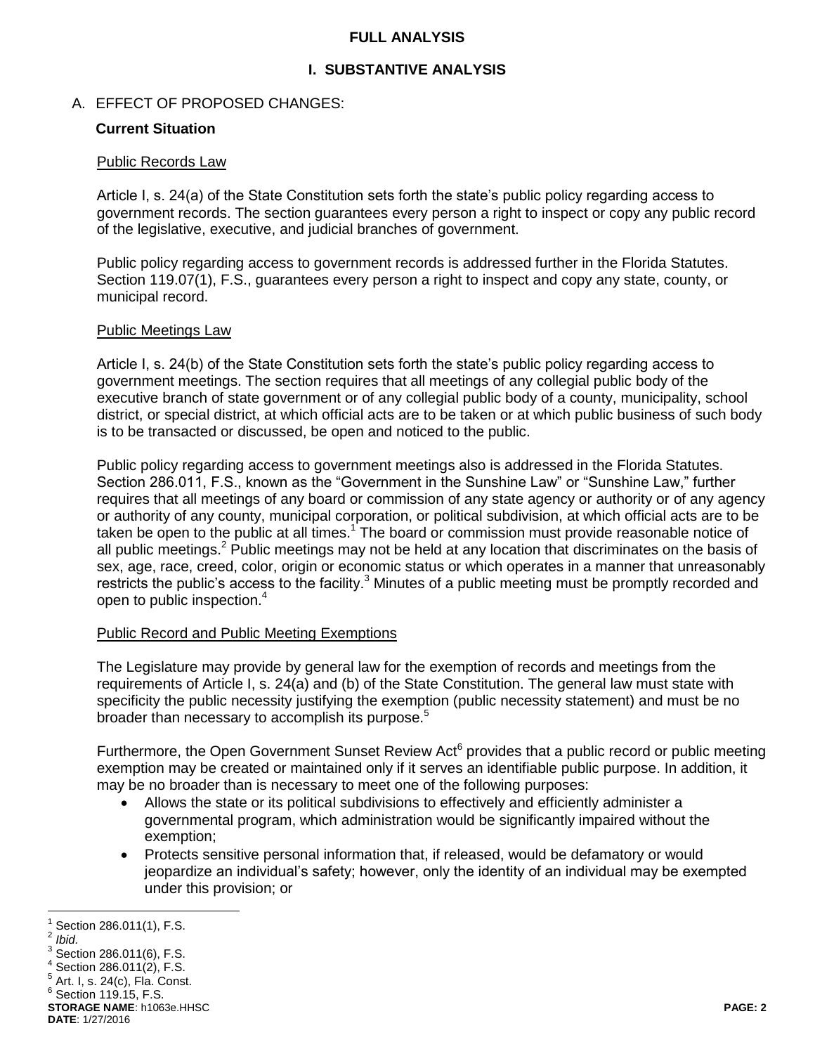# FULL ANALYSIS

## I. SUBSTANTIVE ANALYSIS

### A. EFFECT OF PROPOSED CHANGES:

**Current Situation**

Public Records Law

Article I, s. 24(a) of the State Constitution sets forth the state's public policy regarding access to government records. The section guarantees every person a right to inspect or copy any public record of the legislative, executive, and judicial branches of government.

Public policy regarding access to government records is addressed further in the Florida Statutes. Section 119.07(1), F.S., guarantees every person a right to inspect and copy any state, county, or municipal record.

Public Meetings Law

Article I, s. 24(b) of the State Constitution sets forth the state's public policy regarding access to government meetings. The section requires that all meetings of any collegial public body of the executive branch of state government or of any collegial public body of a county, municipality, school district, or special district, at which official acts are to be taken or at which public business of such body is to be transacted or discussed, be open and noticed to the public.

Public policy regarding access to government meetings also is addressed in the Florida Statutes. Section 286.011, F.S., known as the "Government in the Sunshine Law" or "Sunshine Law," further requires that all meetings of any board or commission of any state agency or authority or of any agency or authority of any county, municipal corporation, or political subdivision, at which official acts are to be taken be open to the public at all times.[1] The board or commission must provide reasonable notice of all public meetings.[2] Public meetings may not be held at any location that discriminates on the basis of sex, age, race, creed, color, origin or economic status or which operates in a manner that unreasonably restricts the public's access to the facility.[3] Minutes of a public meeting must be promptly recorded and open to public inspection.[4]

Public Record and Public Meeting Exemptions

The Legislature may provide by general law for the exemption of records and meetings from the requirements of Article I, s. 24(a) and (b) of the State Constitution. The general law must state with specificity the public necessity justifying the exemption (public necessity statement) and must be no broader than necessary to accomplish its purpose.[5]

Furthermore, the Open Government Sunset Review Act[6] provides that a public record or public meeting exemption may be created or maintained only if it serves an identifiable public purpose. In addition, it may be no broader than is necessary to meet one of the following purposes:

- Allows the state or its political subdivisions to effectively and efficiently administer a governmental program, which administration would be significantly impaired without the exemption;
- Protects sensitive personal information that, if released, would be defamatory or would jeopardize an individual's safety; however, only the identity of an individual may be exempted under this provision; or

---

[1] Section 286.011(1), F.S.
[2] *Ibid.*
[3] Section 286.011(6), F.S.
[4] Section 286.011(2), F.S.
[5] Art. I, s. 24(c), Fla. Const.
[6] Section 119.15, F.S.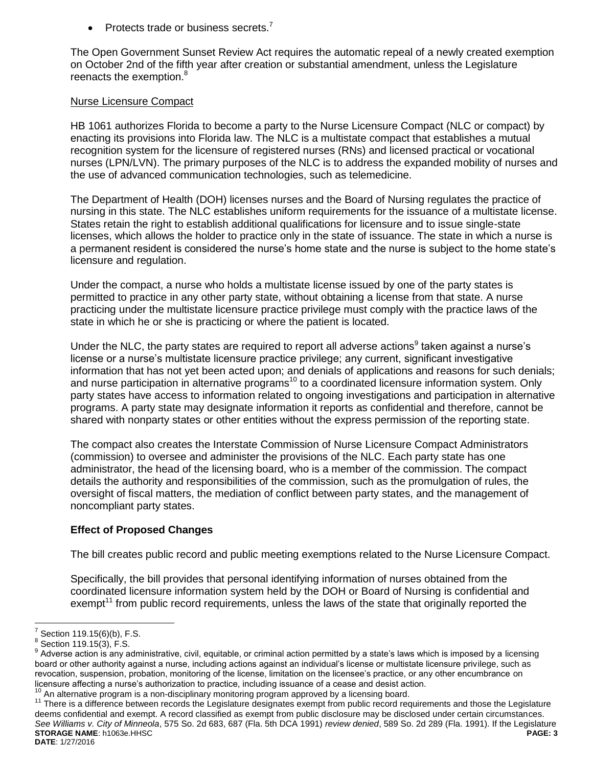- Protects trade or business secrets.[7]

The Open Government Sunset Review Act requires the automatic repeal of a newly created exemption on October 2nd of the fifth year after creation or substantial amendment, unless the Legislature reenacts the exemption.[8]

Nurse Licensure Compact

HB 1061 authorizes Florida to become a party to the Nurse Licensure Compact (NLC or compact) by enacting its provisions into Florida law. The NLC is a multistate compact that establishes a mutual recognition system for the licensure of registered nurses (RNs) and licensed practical or vocational nurses (LPN/LVN). The primary purposes of the NLC is to address the expanded mobility of nurses and the use of advanced communication technologies, such as telemedicine.

The Department of Health (DOH) licenses nurses and the Board of Nursing regulates the practice of nursing in this state. The NLC establishes uniform requirements for the issuance of a multistate license. States retain the right to establish additional qualifications for licensure and to issue single-state licenses, which allows the holder to practice only in the state of issuance. The state in which a nurse is a permanent resident is considered the nurse's home state and the nurse is subject to the home state's licensure and regulation.

Under the compact, a nurse who holds a multistate license issued by one of the party states is permitted to practice in any other party state, without obtaining a license from that state. A nurse practicing under the multistate licensure practice privilege must comply with the practice laws of the state in which he or she is practicing or where the patient is located.

Under the NLC, the party states are required to report all adverse actions[9] taken against a nurse's license or a nurse's multistate licensure practice privilege; any current, significant investigative information that has not yet been acted upon; and denials of applications and reasons for such denials; and nurse participation in alternative programs[10] to a coordinated licensure information system. Only party states have access to information related to ongoing investigations and participation in alternative programs. A party state may designate information it reports as confidential and therefore, cannot be shared with nonparty states or other entities without the express permission of the reporting state.

The compact also creates the Interstate Commission of Nurse Licensure Compact Administrators (commission) to oversee and administer the provisions of the NLC. Each party state has one administrator, the head of the licensing board, who is a member of the commission. The compact details the authority and responsibilities of the commission, such as the promulgation of rules, the oversight of fiscal matters, the mediation of conflict between party states, and the management of noncompliant party states.

### Effect of Proposed Changes

The bill creates public record and public meeting exemptions related to the Nurse Licensure Compact.

Specifically, the bill provides that personal identifying information of nurses obtained from the coordinated licensure information system held by the DOH or Board of Nursing is confidential and exempt[11] from public record requirements, unless the laws of the state that originally reported the

---

[7] Section 119.15(6)(b), F.S.

[8] Section 119.15(3), F.S.

[9] Adverse action is any administrative, civil, equitable, or criminal action permitted by a state's laws which is imposed by a licensing board or other authority against a nurse, including actions against an individual's license or multistate licensure privilege, such as revocation, suspension, probation, monitoring of the license, limitation on the licensee's practice, or any other encumbrance on licensure affecting a nurse's authorization to practice, including issuance of a cease and desist action.

[10] An alternative program is a non-disciplinary monitoring program approved by a licensing board.

[11] There is a difference between records the Legislature designates exempt from public record requirements and those the Legislature deems confidential and exempt. A record classified as exempt from public disclosure may be disclosed under certain circumstances. *See Williams v. City of Minneola*, 575 So. 2d 683, 687 (Fla. 5th DCA 1991) *review denied*, 589 So. 2d 289 (Fla. 1991). If the Legislature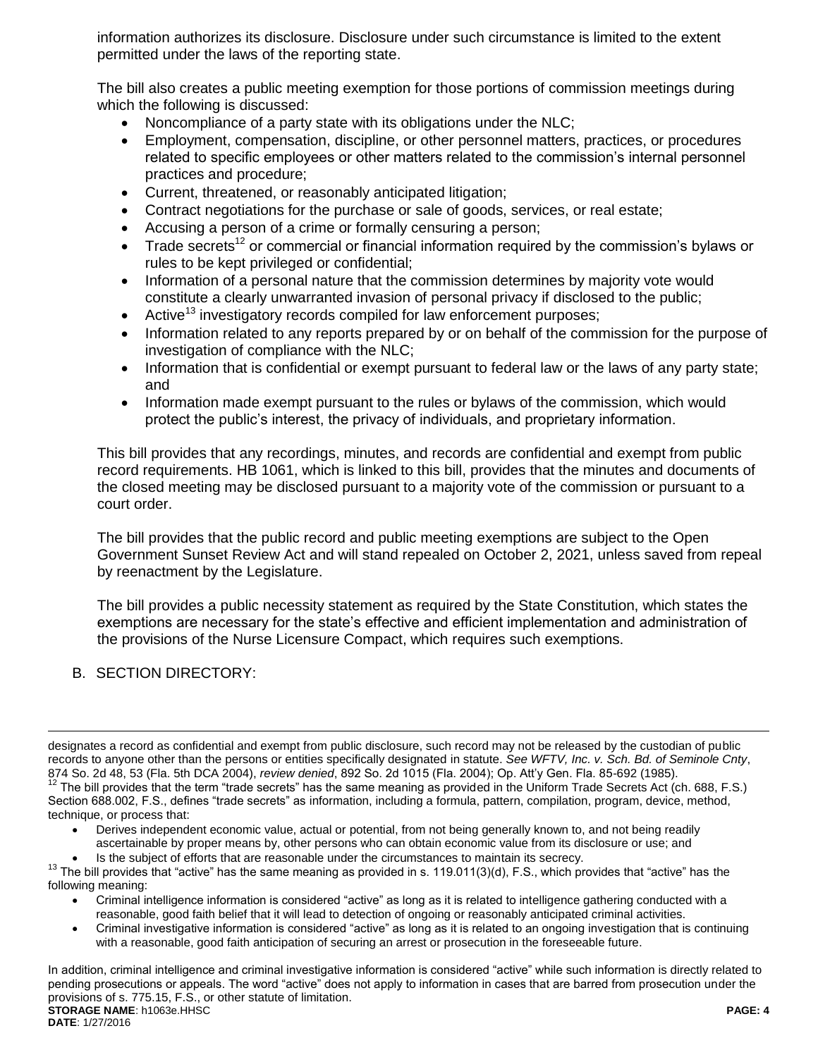information authorizes its disclosure. Disclosure under such circumstance is limited to the extent permitted under the laws of the reporting state.

The bill also creates a public meeting exemption for those portions of commission meetings during which the following is discussed:

- Noncompliance of a party state with its obligations under the NLC;
- Employment, compensation, discipline, or other personnel matters, practices, or procedures related to specific employees or other matters related to the commission's internal personnel practices and procedure;
- Current, threatened, or reasonably anticipated litigation;
- Contract negotiations for the purchase or sale of goods, services, or real estate;
- Accusing a person of a crime or formally censuring a person;
- Trade secrets[12] or commercial or financial information required by the commission's bylaws or rules to be kept privileged or confidential;
- Information of a personal nature that the commission determines by majority vote would constitute a clearly unwarranted invasion of personal privacy if disclosed to the public;
- Active[13] investigatory records compiled for law enforcement purposes;
- Information related to any reports prepared by or on behalf of the commission for the purpose of investigation of compliance with the NLC;
- Information that is confidential or exempt pursuant to federal law or the laws of any party state; and
- Information made exempt pursuant to the rules or bylaws of the commission, which would protect the public's interest, the privacy of individuals, and proprietary information.

This bill provides that any recordings, minutes, and records are confidential and exempt from public record requirements. HB 1061, which is linked to this bill, provides that the minutes and documents of the closed meeting may be disclosed pursuant to a majority vote of the commission or pursuant to a court order.

The bill provides that the public record and public meeting exemptions are subject to the Open Government Sunset Review Act and will stand repealed on October 2, 2021, unless saved from repeal by reenactment by the Legislature.

The bill provides a public necessity statement as required by the State Constitution, which states the exemptions are necessary for the state's effective and efficient implementation and administration of the provisions of the Nurse Licensure Compact, which requires such exemptions.

B. SECTION DIRECTORY:

---

designates a record as confidential and exempt from public disclosure, such record may not be released by the custodian of public records to anyone other than the persons or entities specifically designated in statute. *See WFTV, Inc. v. Sch. Bd. of Seminole Cnty*, 874 So. 2d 48, 53 (Fla. 5th DCA 2004), *review denied*, 892 So. 2d 1015 (Fla. 2004); Op. Att'y Gen. Fla. 85-692 (1985).

[12] The bill provides that the term "trade secrets" has the same meaning as provided in the Uniform Trade Secrets Act (ch. 688, F.S.) Section 688.002, F.S., defines "trade secrets" as information, including a formula, pattern, compilation, program, device, method, technique, or process that:

- Derives independent economic value, actual or potential, from not being generally known to, and not being readily ascertainable by proper means by, other persons who can obtain economic value from its disclosure or use; and
- Is the subject of efforts that are reasonable under the circumstances to maintain its secrecy.

[13] The bill provides that "active" has the same meaning as provided in s. 119.011(3)(d), F.S., which provides that "active" has the following meaning:

- Criminal intelligence information is considered "active" as long as it is related to intelligence gathering conducted with a reasonable, good faith belief that it will lead to detection of ongoing or reasonably anticipated criminal activities.
- Criminal investigative information is considered "active" as long as it is related to an ongoing investigation that is continuing with a reasonable, good faith anticipation of securing an arrest or prosecution in the foreseeable future.

In addition, criminal intelligence and criminal investigative information is considered "active" while such information is directly related to pending prosecutions or appeals. The word "active" does not apply to information in cases that are barred from prosecution under the provisions of s. 775.15, F.S., or other statute of limitation.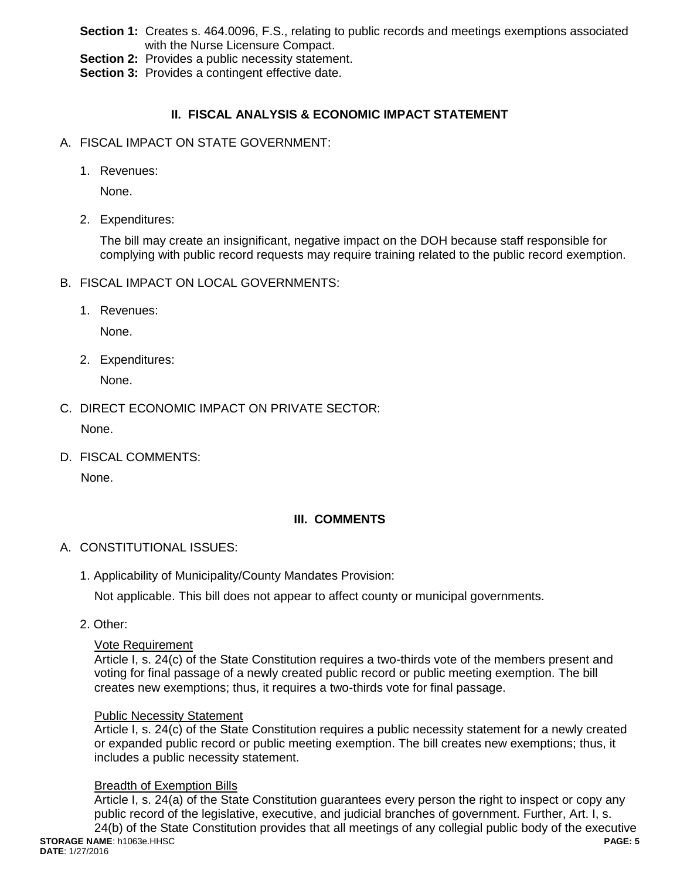**Section 1:** Creates s. 464.0096, F.S., relating to public records and meetings exemptions associated with the Nurse Licensure Compact.
**Section 2:** Provides a public necessity statement.
**Section 3:** Provides a contingent effective date.

## II. FISCAL ANALYSIS & ECONOMIC IMPACT STATEMENT

A. FISCAL IMPACT ON STATE GOVERNMENT:

1. Revenues:

   None.

2. Expenditures:

   The bill may create an insignificant, negative impact on the DOH because staff responsible for complying with public record requests may require training related to the public record exemption.

B. FISCAL IMPACT ON LOCAL GOVERNMENTS:

1. Revenues:

   None.

2. Expenditures:

   None.

C. DIRECT ECONOMIC IMPACT ON PRIVATE SECTOR:

None.

D. FISCAL COMMENTS:

None.

## III. COMMENTS

A. CONSTITUTIONAL ISSUES:

1. Applicability of Municipality/County Mandates Provision:

   Not applicable. This bill does not appear to affect county or municipal governments.

2. Other:

   Vote Requirement
   Article I, s. 24(c) of the State Constitution requires a two-thirds vote of the members present and voting for final passage of a newly created public record or public meeting exemption. The bill creates new exemptions; thus, it requires a two-thirds vote for final passage.

   Public Necessity Statement
   Article I, s. 24(c) of the State Constitution requires a public necessity statement for a newly created or expanded public record or public meeting exemption. The bill creates new exemptions; thus, it includes a public necessity statement.

   Breadth of Exemption Bills
   Article I, s. 24(a) of the State Constitution guarantees every person the right to inspect or copy any public record of the legislative, executive, and judicial branches of government. Further, Art. I, s. 24(b) of the State Constitution provides that all meetings of any collegial public body of the executive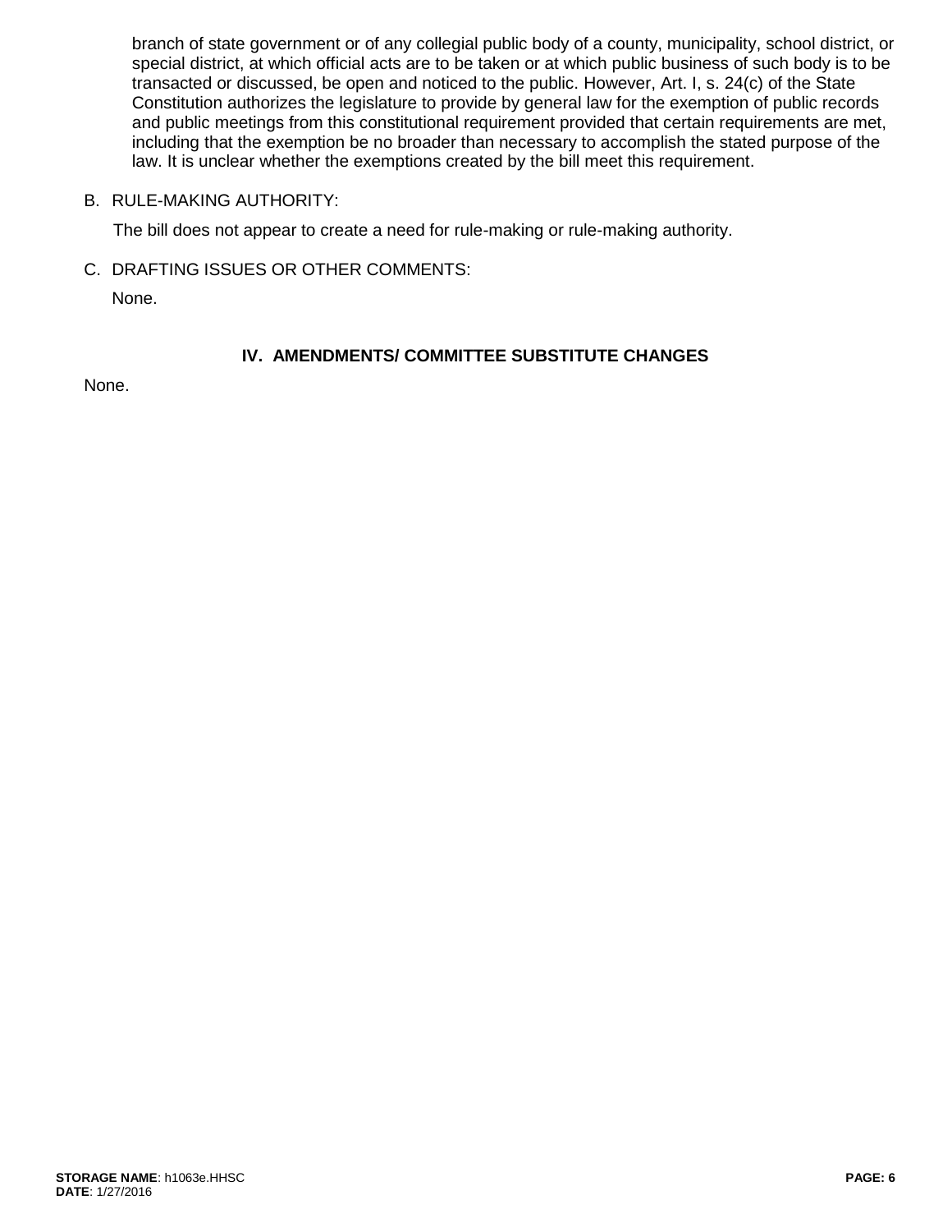branch of state government or of any collegial public body of a county, municipality, school district, or special district, at which official acts are to be taken or at which public business of such body is to be transacted or discussed, be open and noticed to the public. However, Art. I, s. 24(c) of the State Constitution authorizes the legislature to provide by general law for the exemption of public records and public meetings from this constitutional requirement provided that certain requirements are met, including that the exemption be no broader than necessary to accomplish the stated purpose of the law. It is unclear whether the exemptions created by the bill meet this requirement.

B. RULE-MAKING AUTHORITY:

The bill does not appear to create a need for rule-making or rule-making authority.

C. DRAFTING ISSUES OR OTHER COMMENTS:

None.

## IV. AMENDMENTS/ COMMITTEE SUBSTITUTE CHANGES

None.